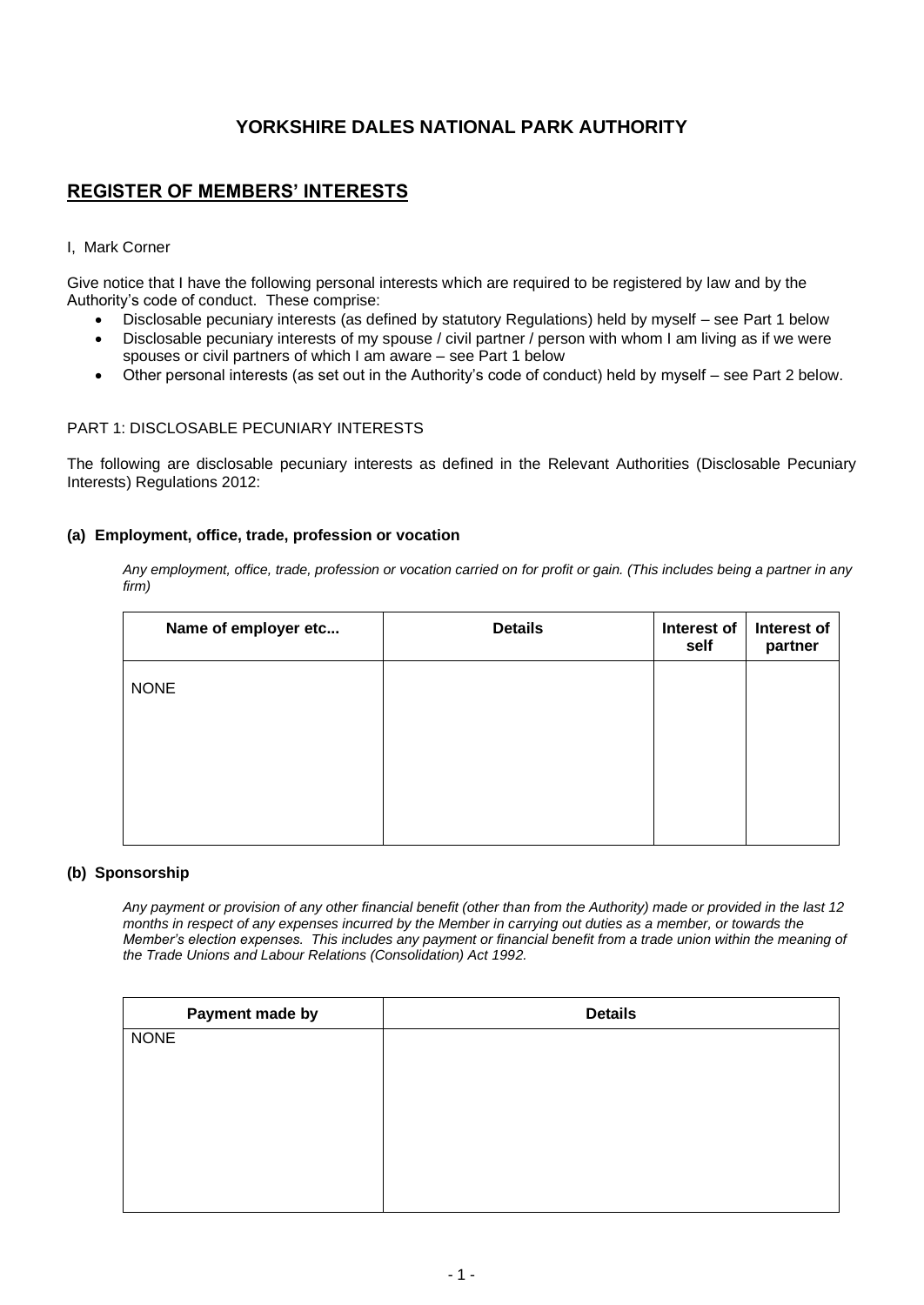# YORKSHIRE DALES NATIONAL PARK AUTHORITY

## REGISTER OF MEMBERS' INTERESTS

I, Mark Corner

Give notice that I have the following personal interests which are required to be registered by law and by the Authority's code of conduct. These comprise:

- Disclosable pecuniary interests (as defined by statutory Regulations) held by myself – see Part 1 below
- Disclosable pecuniary interests of my spouse / civil partner / person with whom I am living as if we were spouses or civil partners of which I am aware – see Part 1 below
- Other personal interests (as set out in the Authority's code of conduct) held by myself – see Part 2 below.

PART 1: DISCLOSABLE PECUNIARY INTERESTS

The following are disclosable pecuniary interests as defined in the Relevant Authorities (Disclosable Pecuniary Interests) Regulations 2012:

### (a) Employment, office, trade, profession or vocation

*Any employment, office, trade, profession or vocation carried on for profit or gain. (This includes being a partner in any firm)*

| Name of employer etc... | Details | Interest of self | Interest of partner |
|---|---|---|---|
| NONE | | | |

### (b) Sponsorship

*Any payment or provision of any other financial benefit (other than from the Authority) made or provided in the last 12 months in respect of any expenses incurred by the Member in carrying out duties as a member, or towards the Member's election expenses. This includes any payment or financial benefit from a trade union within the meaning of the Trade Unions and Labour Relations (Consolidation) Act 1992.*

| Payment made by | Details |
|---|---|
| NONE | |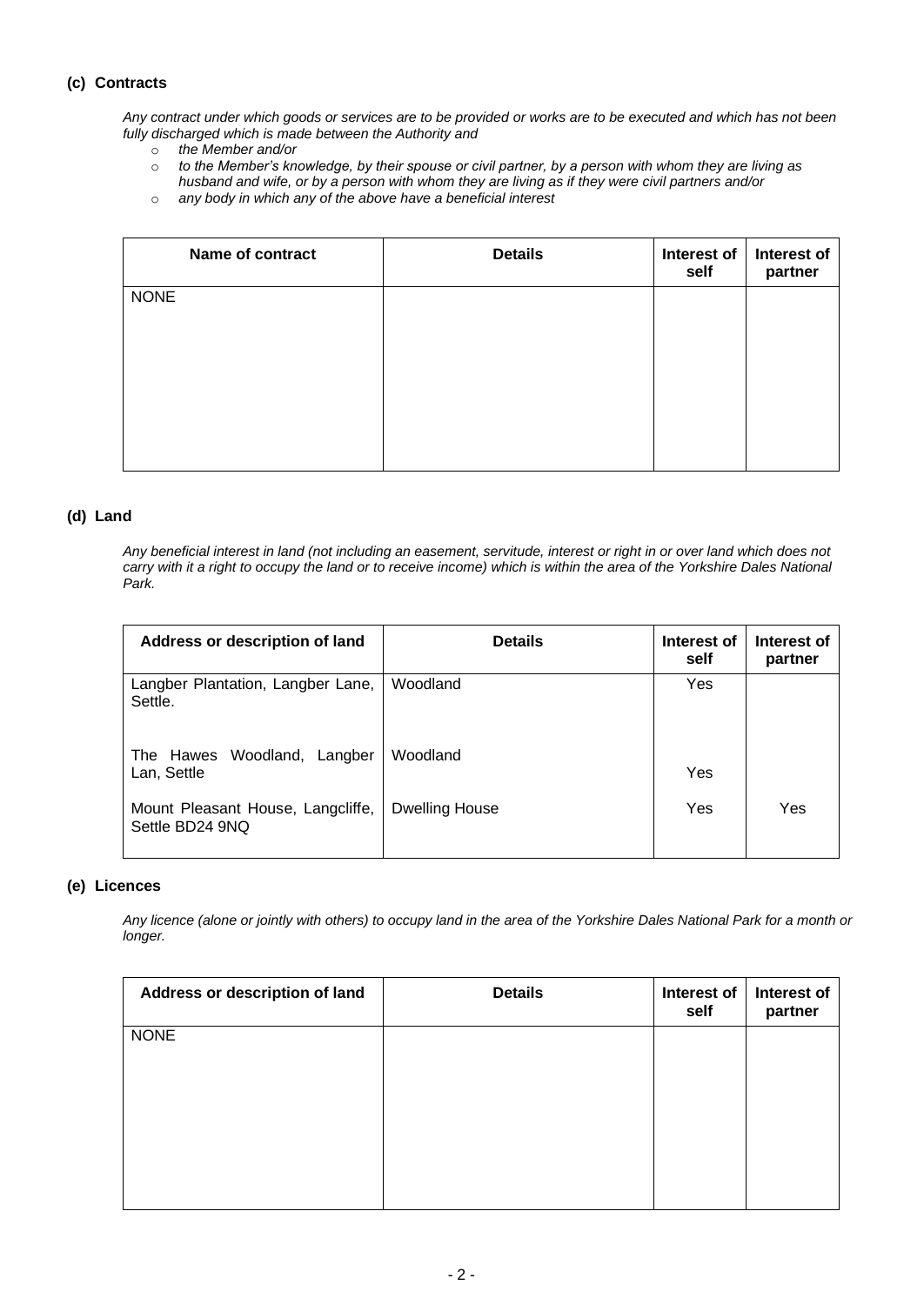### (c) Contracts

*Any contract under which goods or services are to be provided or works are to be executed and which has not been fully discharged which is made between the Authority and*

- *the Member and/or*
- *to the Member's knowledge, by their spouse or civil partner, by a person with whom they are living as husband and wife, or by a person with whom they are living as if they were civil partners and/or*
- *any body in which any of the above have a beneficial interest*

| Name of contract | Details | Interest of self | Interest of partner |
|---|---|---|---|
| NONE | | | |

### (d) Land

*Any beneficial interest in land (not including an easement, servitude, interest or right in or over land which does not carry with it a right to occupy the land or to receive income) which is within the area of the Yorkshire Dales National Park.*

| Address or description of land | Details | Interest of self | Interest of partner |
|---|---|---|---|
| Langber Plantation, Langber Lane, Settle. | Woodland | Yes | |
| The Hawes Woodland, Langber Lan, Settle | Woodland | Yes | |
| Mount Pleasant House, Langcliffe, Settle BD24 9NQ | Dwelling House | Yes | Yes |

### (e) Licences

*Any licence (alone or jointly with others) to occupy land in the area of the Yorkshire Dales National Park for a month or longer.*

| Address or description of land | Details | Interest of self | Interest of partner |
|---|---|---|---|
| NONE | | | |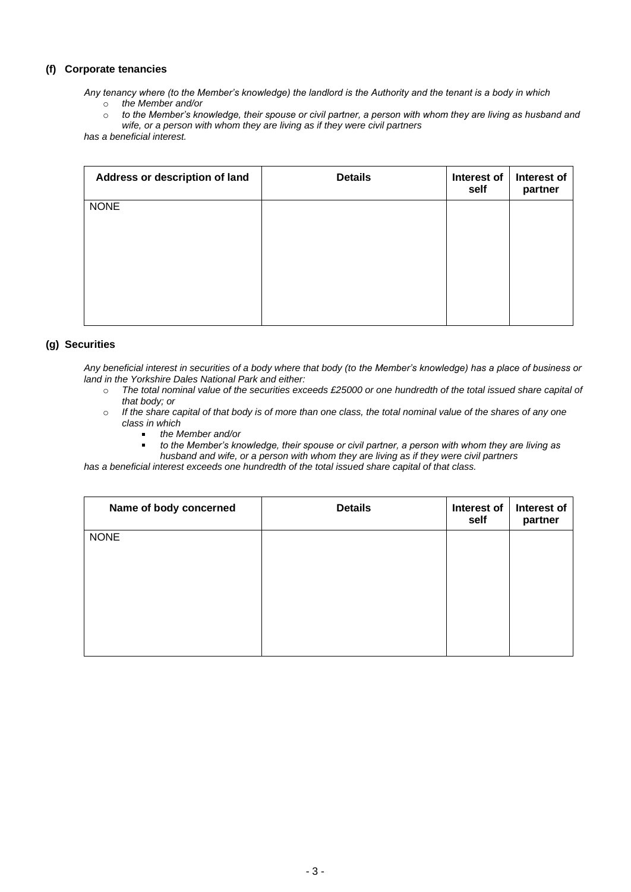### (f) Corporate tenancies

*Any tenancy where (to the Member's knowledge) the landlord is the Authority and the tenant is a body in which*

- *the Member and/or*
- *to the Member's knowledge, their spouse or civil partner, a person with whom they are living as husband and wife, or a person with whom they are living as if they were civil partners*

*has a beneficial interest.*

| Address or description of land | Details | Interest of self | Interest of partner |
|---|---|---|---|
| NONE | | | |

### (g) Securities

*Any beneficial interest in securities of a body where that body (to the Member's knowledge) has a place of business or land in the Yorkshire Dales National Park and either:*

- *The total nominal value of the securities exceeds £25000 or one hundredth of the total issued share capital of that body; or*
- *If the share capital of that body is of more than one class, the total nominal value of the shares of any one class in which*
  - *the Member and/or*
  - *to the Member's knowledge, their spouse or civil partner, a person with whom they are living as husband and wife, or a person with whom they are living as if they were civil partners*

*has a beneficial interest exceeds one hundredth of the total issued share capital of that class.*

| Name of body concerned | Details | Interest of self | Interest of partner |
|---|---|---|---|
| NONE | | | |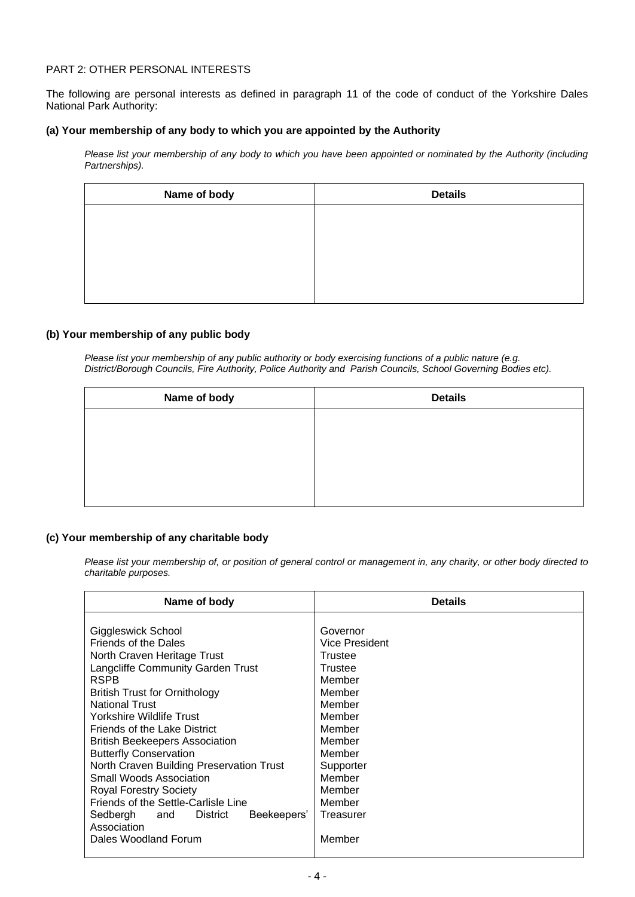PART 2: OTHER PERSONAL INTERESTS

The following are personal interests as defined in paragraph 11 of the code of conduct of the Yorkshire Dales National Park Authority:

### (a) Your membership of any body to which you are appointed by the Authority

*Please list your membership of any body to which you have been appointed or nominated by the Authority (including Partnerships).*

| Name of body | Details |
|---|---|
| | |

### (b) Your membership of any public body

*Please list your membership of any public authority or body exercising functions of a public nature (e.g. District/Borough Councils, Fire Authority, Police Authority and Parish Councils, School Governing Bodies etc).*

| Name of body | Details |
|---|---|
| | |

### (c) Your membership of any charitable body

*Please list your membership of, or position of general control or management in, any charity, or other body directed to charitable purposes.*

| Name of body | Details |
|---|---|
| Giggleswick School | Governor |
| Friends of the Dales | Vice President |
| North Craven Heritage Trust | Trustee |
| Langcliffe Community Garden Trust | Trustee |
| RSPB | Member |
| British Trust for Ornithology | Member |
| National Trust | Member |
| Yorkshire Wildlife Trust | Member |
| Friends of the Lake District | Member |
| British Beekeepers Association | Member |
| Butterfly Conservation | Member |
| North Craven Building Preservation Trust | Supporter |
| Small Woods Association | Member |
| Royal Forestry Society | Member |
| Friends of the Settle-Carlisle Line | Member |
| Sedbergh and District Beekeepers' Association | Treasurer |
| Dales Woodland Forum | Member |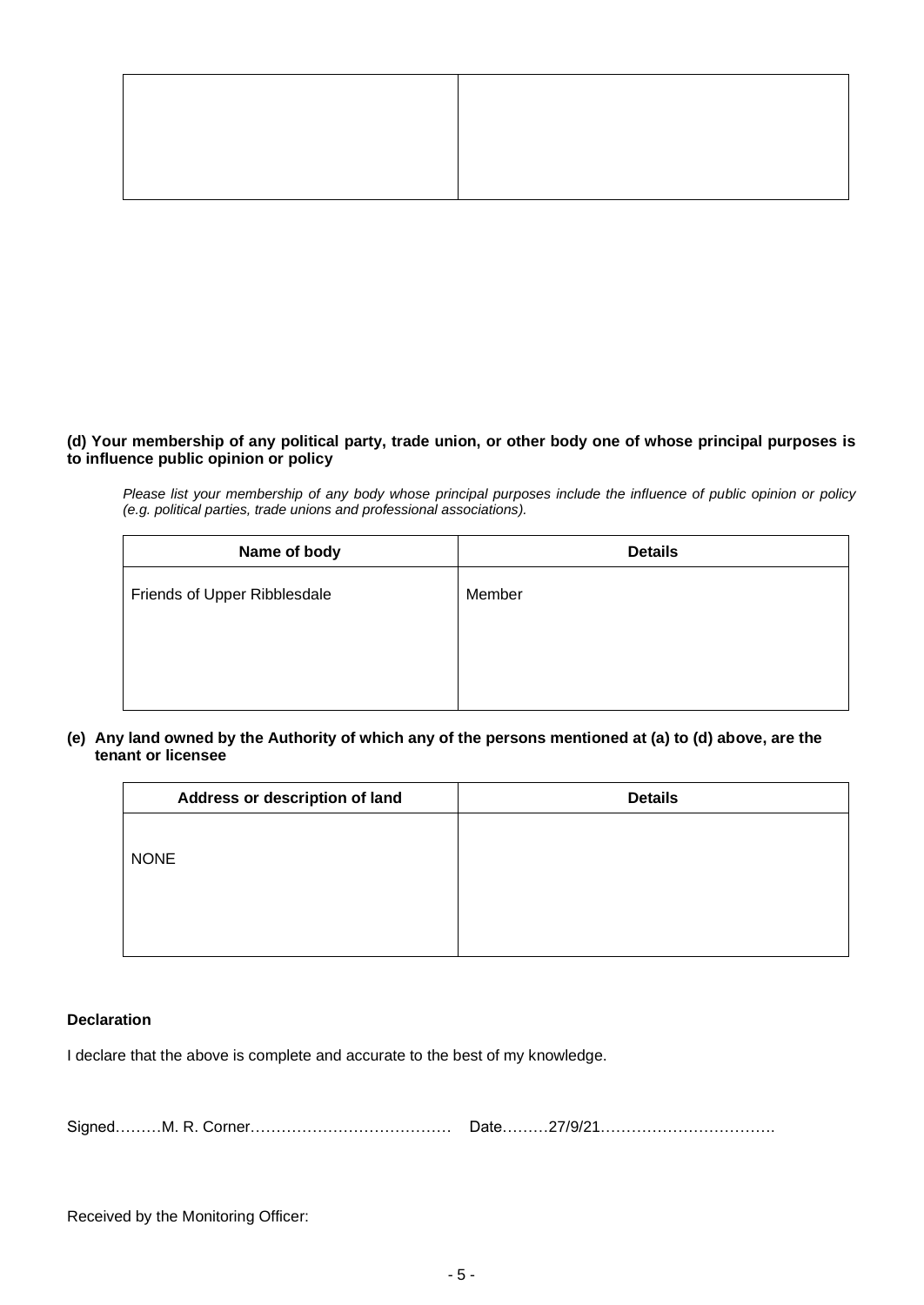| | |
|---|---|
| | |

**(d) Your membership of any political party, trade union, or other body one of whose principal purposes is to influence public opinion or policy**

*Please list your membership of any body whose principal purposes include the influence of public opinion or policy (e.g. political parties, trade unions and professional associations).*

| Name of body | Details |
|---|---|
| Friends of Upper Ribblesdale | Member |

**(e) Any land owned by the Authority of which any of the persons mentioned at (a) to (d) above, are the tenant or licensee**

| Address or description of land | Details |
|---|---|
| NONE | |

**Declaration**

I declare that the above is complete and accurate to the best of my knowledge.

Signed………M. R. Corner………………………………… Date………27/9/21…………………………….

Received by the Monitoring Officer: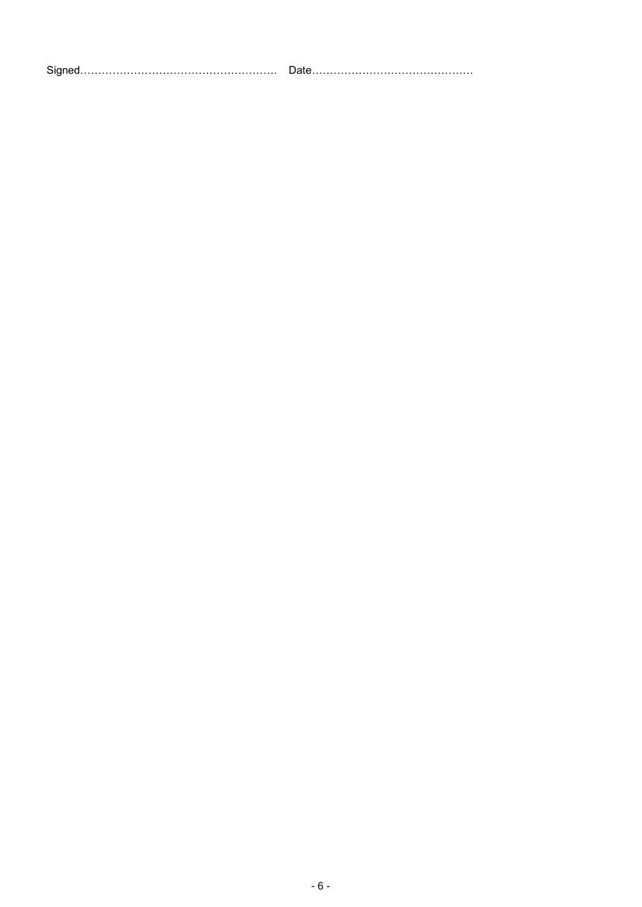Signed……………………………………………….   Date………………………………………